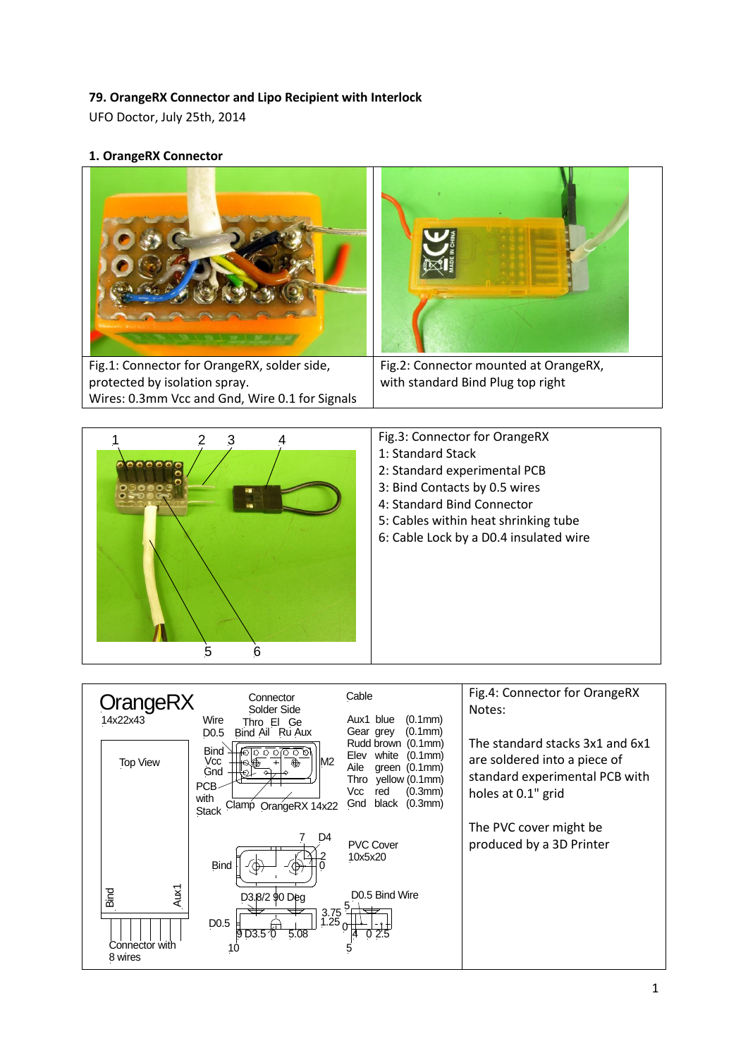**79. OrangeRX Connector and Lipo Recipient with Interlock**

UFO Doctor, July 25th, 2014

**1. OrangeRX Connector**

Fig.1: Connector for OrangeRX, solder side, protected by isolation spray.
Wires: 0.3mm Vcc and Gnd, Wire 0.1 for Signals

Fig.2: Connector mounted at OrangeRX, with standard Bind Plug top right

Fig.3: Connector for OrangeRX
1: Standard Stack
2: Standard experimental PCB
3: Bind Contacts by 0.5 wires
4: Standard Bind Connector
5: Cables within heat shrinking tube
6: Cable Lock by a D0.4 insulated wire

Fig.4: Connector for OrangeRX

Notes:

The standard stacks 3x1 and 6x1 are soldered into a piece of standard experimental PCB with holes at 0.1" grid

The PVC cover might be produced by a 3D Printer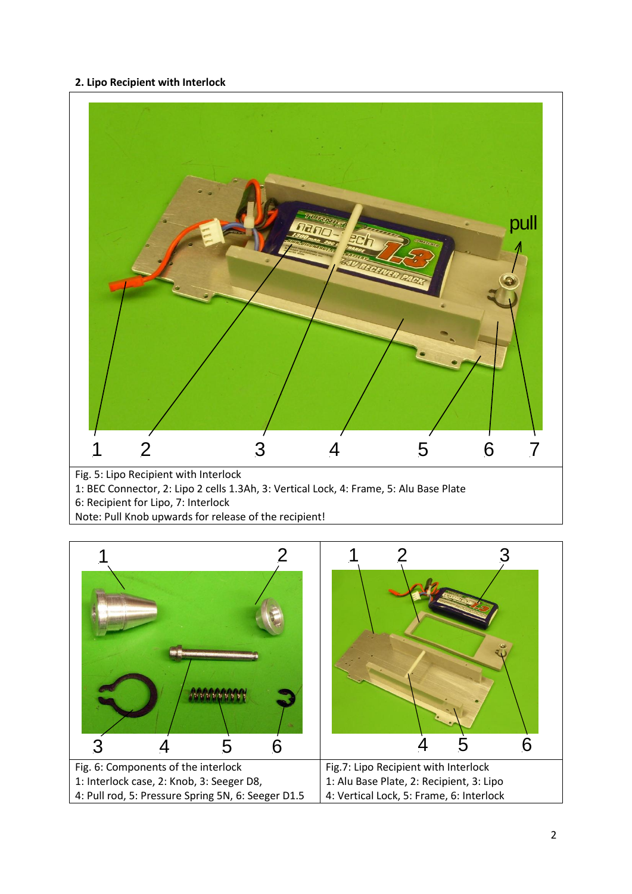## 2. Lipo Recipient with Interlock

Fig. 5: Lipo Recipient with Interlock
1: BEC Connector, 2: Lipo 2 cells 1.3Ah, 3: Vertical Lock, 4: Frame, 5: Alu Base Plate
6: Recipient for Lipo, 7: Interlock
Note: Pull Knob upwards for release of the recipient!

Fig. 6: Components of the interlock
1: Interlock case, 2: Knob, 3: Seeger D8,
4: Pull rod, 5: Pressure Spring 5N, 6: Seeger D1.5

Fig.7: Lipo Recipient with Interlock
1: Alu Base Plate, 2: Recipient, 3: Lipo
4: Vertical Lock, 5: Frame, 6: Interlock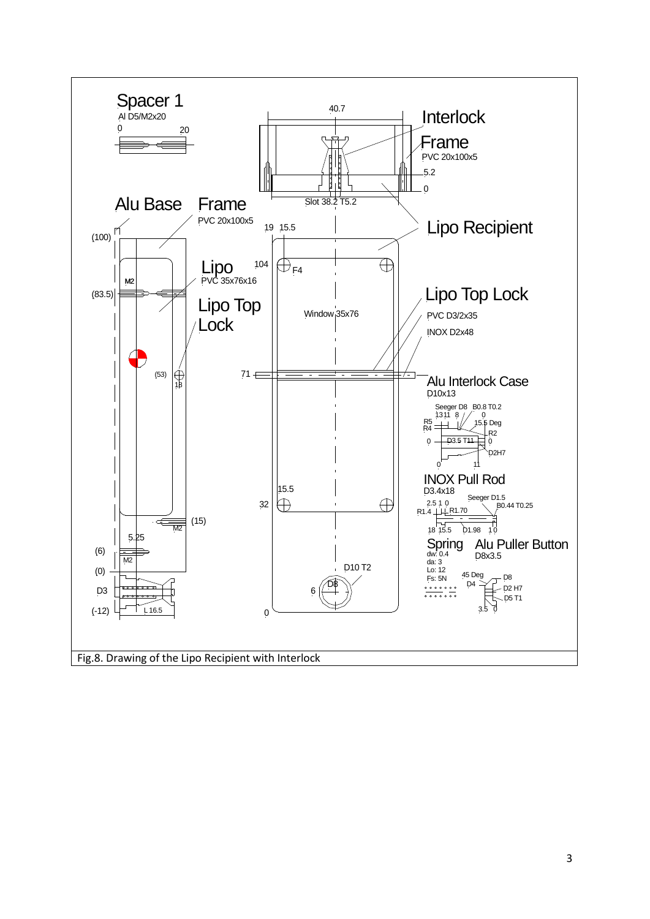Spacer 1
Al D5/M2x20
0
20

40.7
Interlock
Frame
PVC 20x100x5
5.2
0
Slot 38.2 T5.2

Alu Base
Frame
PVC 20x100x5
(100)
M2
Lipo
PVC 35x76x16
(83.5)
Lipo Top
Lock
(53)
13
(15)
M2
5.25
(6)
M2
(0)
D3
(-12)
L 16.5

19 15.5
Lipo Recipient
104
F4
Window 35x76
Lipo Top Lock
PVC D3/2x35
INOX D2x48
71
15.5
32
D10 T2
6
D8
0

Alu Interlock Case
D10x13
Seeger D8 B0.8 T0.2
13 11 8
0
R5
R4
15.5 Deg
R2
0
D3.5 T11
0
D2H7
0
11

INOX Pull Rod
D3.4x18
Seeger D1.5
2.5 1 0
B0.44 T0.25
R1.4
R1.70
18 15.5
D1.98
1 0

Spring
dw: 0.4
da: 3
Lo: 12
Fs: 5N

Alu Puller Button
D8x3.5
45 Deg
D8
D4
D2 H7
D5 T1
3.5
0

Fig.8. Drawing of the Lipo Recipient with Interlock